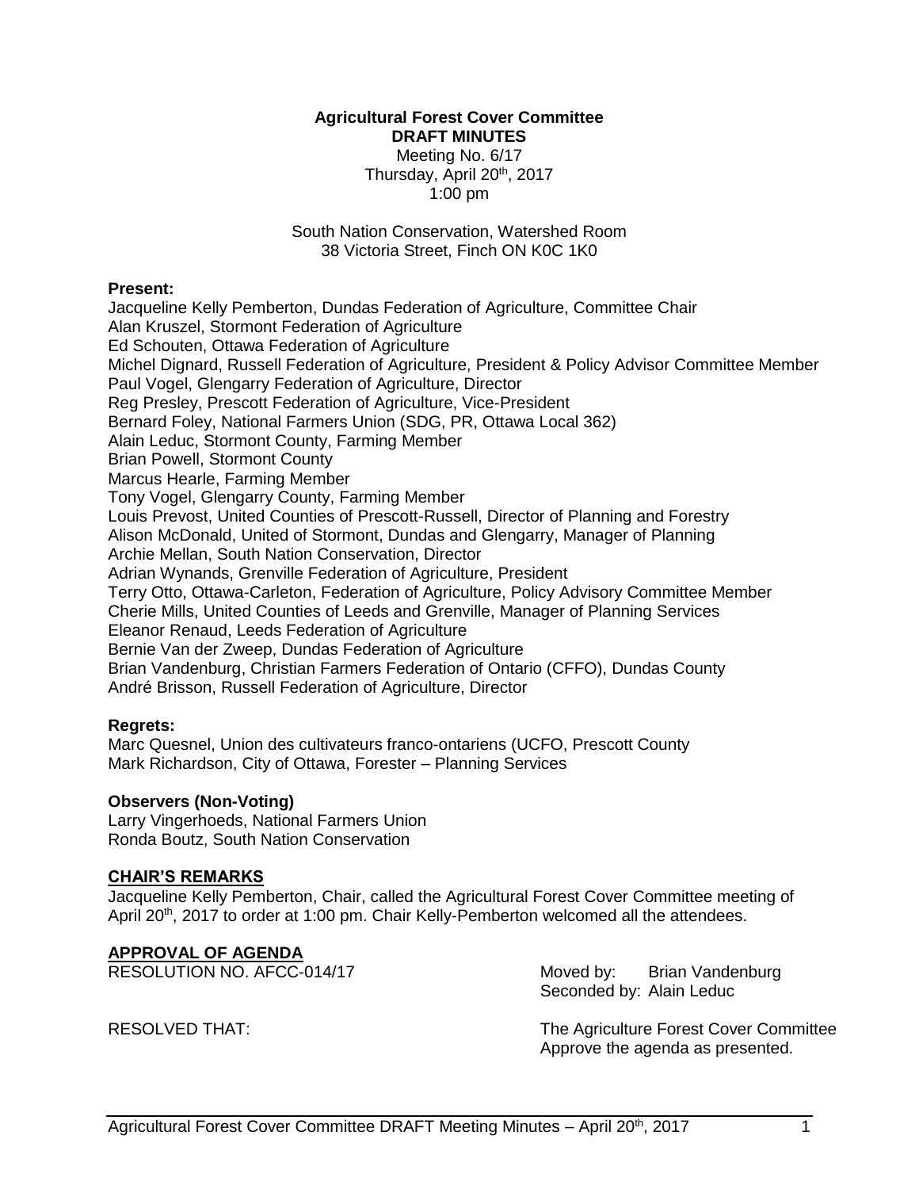**Agricultural Forest Cover Committee**
**DRAFT MINUTES**
Meeting No. 6/17
Thursday, April 20th, 2017
1:00 pm

South Nation Conservation, Watershed Room
38 Victoria Street, Finch ON K0C 1K0

**Present:**

Jacqueline Kelly Pemberton, Dundas Federation of Agriculture, Committee Chair
Alan Kruszel, Stormont Federation of Agriculture
Ed Schouten, Ottawa Federation of Agriculture
Michel Dignard, Russell Federation of Agriculture, President & Policy Advisor Committee Member
Paul Vogel, Glengarry Federation of Agriculture, Director
Reg Presley, Prescott Federation of Agriculture, Vice-President
Bernard Foley, National Farmers Union (SDG, PR, Ottawa Local 362)
Alain Leduc, Stormont County, Farming Member
Brian Powell, Stormont County
Marcus Hearle, Farming Member
Tony Vogel, Glengarry County, Farming Member
Louis Prevost, United Counties of Prescott-Russell, Director of Planning and Forestry
Alison McDonald, United of Stormont, Dundas and Glengarry, Manager of Planning
Archie Mellan, South Nation Conservation, Director
Adrian Wynands, Grenville Federation of Agriculture, President
Terry Otto, Ottawa-Carleton, Federation of Agriculture, Policy Advisory Committee Member
Cherie Mills, United Counties of Leeds and Grenville, Manager of Planning Services
Eleanor Renaud, Leeds Federation of Agriculture
Bernie Van der Zweep, Dundas Federation of Agriculture
Brian Vandenburg, Christian Farmers Federation of Ontario (CFFO), Dundas County
André Brisson, Russell Federation of Agriculture, Director

**Regrets:**

Marc Quesnel, Union des cultivateurs franco-ontariens (UCFO, Prescott County
Mark Richardson, City of Ottawa, Forester – Planning Services

**Observers (Non-Voting)**

Larry Vingerhoeds, National Farmers Union
Ronda Boutz, South Nation Conservation

## CHAIR'S REMARKS

Jacqueline Kelly Pemberton, Chair, called the Agricultural Forest Cover Committee meeting of April 20th, 2017 to order at 1:00 pm. Chair Kelly-Pemberton welcomed all the attendees.

## APPROVAL OF AGENDA

RESOLUTION NO. AFCC-014/17

Moved by: Brian Vandenburg
Seconded by: Alain Leduc

RESOLVED THAT: The Agriculture Forest Cover Committee Approve the agenda as presented.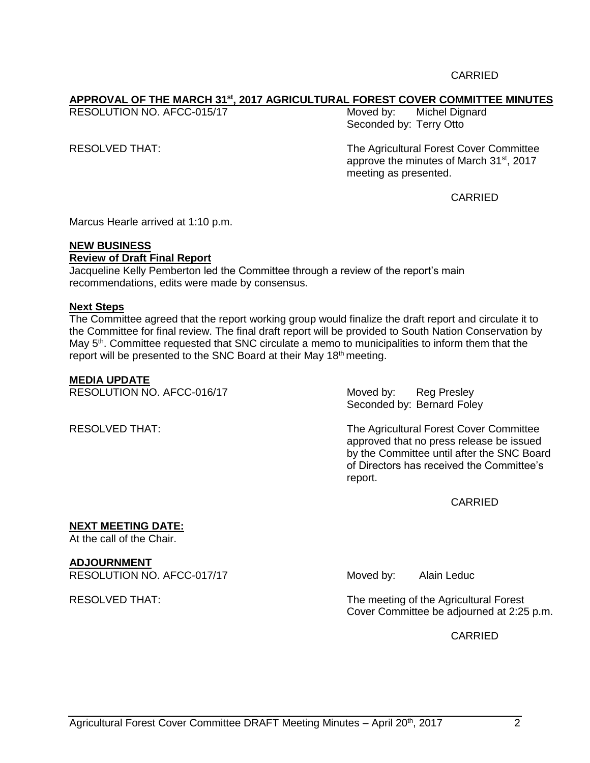CARRIED

**APPROVAL OF THE MARCH 31st, 2017 AGRICULTURAL FOREST COVER COMMITTEE MINUTES**

RESOLUTION NO. AFCC-015/17

Moved by: Michel Dignard
Seconded by: Terry Otto

RESOLVED THAT: The Agricultural Forest Cover Committee approve the minutes of March 31st, 2017 meeting as presented.

CARRIED

Marcus Hearle arrived at 1:10 p.m.

**NEW BUSINESS**

**Review of Draft Final Report**

Jacqueline Kelly Pemberton led the Committee through a review of the report's main recommendations, edits were made by consensus.

**Next Steps**

The Committee agreed that the report working group would finalize the draft report and circulate it to the Committee for final review. The final draft report will be provided to South Nation Conservation by May 5th. Committee requested that SNC circulate a memo to municipalities to inform them that the report will be presented to the SNC Board at their May 18th meeting.

**MEDIA UPDATE**

RESOLUTION NO. AFCC-016/17

Moved by: Reg Presley
Seconded by: Bernard Foley

RESOLVED THAT: The Agricultural Forest Cover Committee approved that no press release be issued by the Committee until after the SNC Board of Directors has received the Committee's report.

CARRIED

**NEXT MEETING DATE:**

At the call of the Chair.

**ADJOURNMENT**

RESOLUTION NO. AFCC-017/17

Moved by: Alain Leduc

RESOLVED THAT: The meeting of the Agricultural Forest Cover Committee be adjourned at 2:25 p.m.

CARRIED